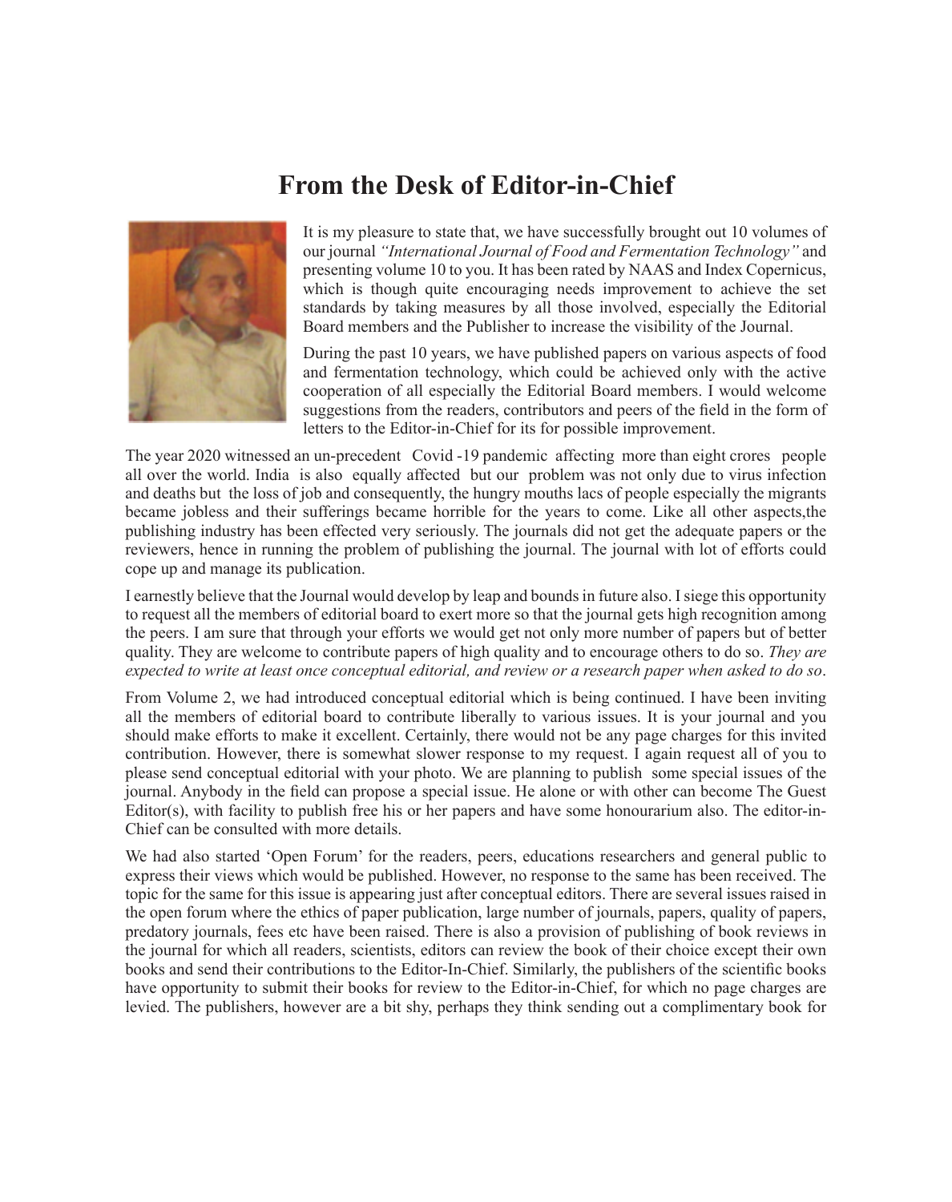# From the Desk of Editor-in-Chief

It is my pleasure to state that, we have successfully brought out 10 volumes of our journal *"International Journal of Food and Fermentation Technology"* and presenting volume 10 to you. It has been rated by NAAS and Index Copernicus, which is though quite encouraging needs improvement to achieve the set standards by taking measures by all those involved, especially the Editorial Board members and the Publisher to increase the visibility of the Journal.

During the past 10 years, we have published papers on various aspects of food and fermentation technology, which could be achieved only with the active cooperation of all especially the Editorial Board members. I would welcome suggestions from the readers, contributors and peers of the field in the form of letters to the Editor-in-Chief for its for possible improvement.

The year 2020 witnessed an un-precedent Covid -19 pandemic affecting more than eight crores people all over the world. India is also equally affected but our problem was not only due to virus infection and deaths but the loss of job and consequently, the hungry mouths lacs of people especially the migrants became jobless and their sufferings became horrible for the years to come. Like all other aspects,the publishing industry has been effected very seriously. The journals did not get the adequate papers or the reviewers, hence in running the problem of publishing the journal. The journal with lot of efforts could cope up and manage its publication.

I earnestly believe that the Journal would develop by leap and bounds in future also. I siege this opportunity to request all the members of editorial board to exert more so that the journal gets high recognition among the peers. I am sure that through your efforts we would get not only more number of papers but of better quality. They are welcome to contribute papers of high quality and to encourage others to do so. *They are expected to write at least once conceptual editorial, and review or a research paper when asked to do so*.

From Volume 2, we had introduced conceptual editorial which is being continued. I have been inviting all the members of editorial board to contribute liberally to various issues. It is your journal and you should make efforts to make it excellent. Certainly, there would not be any page charges for this invited contribution. However, there is somewhat slower response to my request. I again request all of you to please send conceptual editorial with your photo. We are planning to publish some special issues of the journal. Anybody in the field can propose a special issue. He alone or with other can become The Guest Editor(s), with facility to publish free his or her papers and have some honourarium also. The editor-in-Chief can be consulted with more details.

We had also started 'Open Forum' for the readers, peers, educations researchers and general public to express their views which would be published. However, no response to the same has been received. The topic for the same for this issue is appearing just after conceptual editors. There are several issues raised in the open forum where the ethics of paper publication, large number of journals, papers, quality of papers, predatory journals, fees etc have been raised. There is also a provision of publishing of book reviews in the journal for which all readers, scientists, editors can review the book of their choice except their own books and send their contributions to the Editor-In-Chief. Similarly, the publishers of the scientific books have opportunity to submit their books for review to the Editor-in-Chief, for which no page charges are levied. The publishers, however are a bit shy, perhaps they think sending out a complimentary book for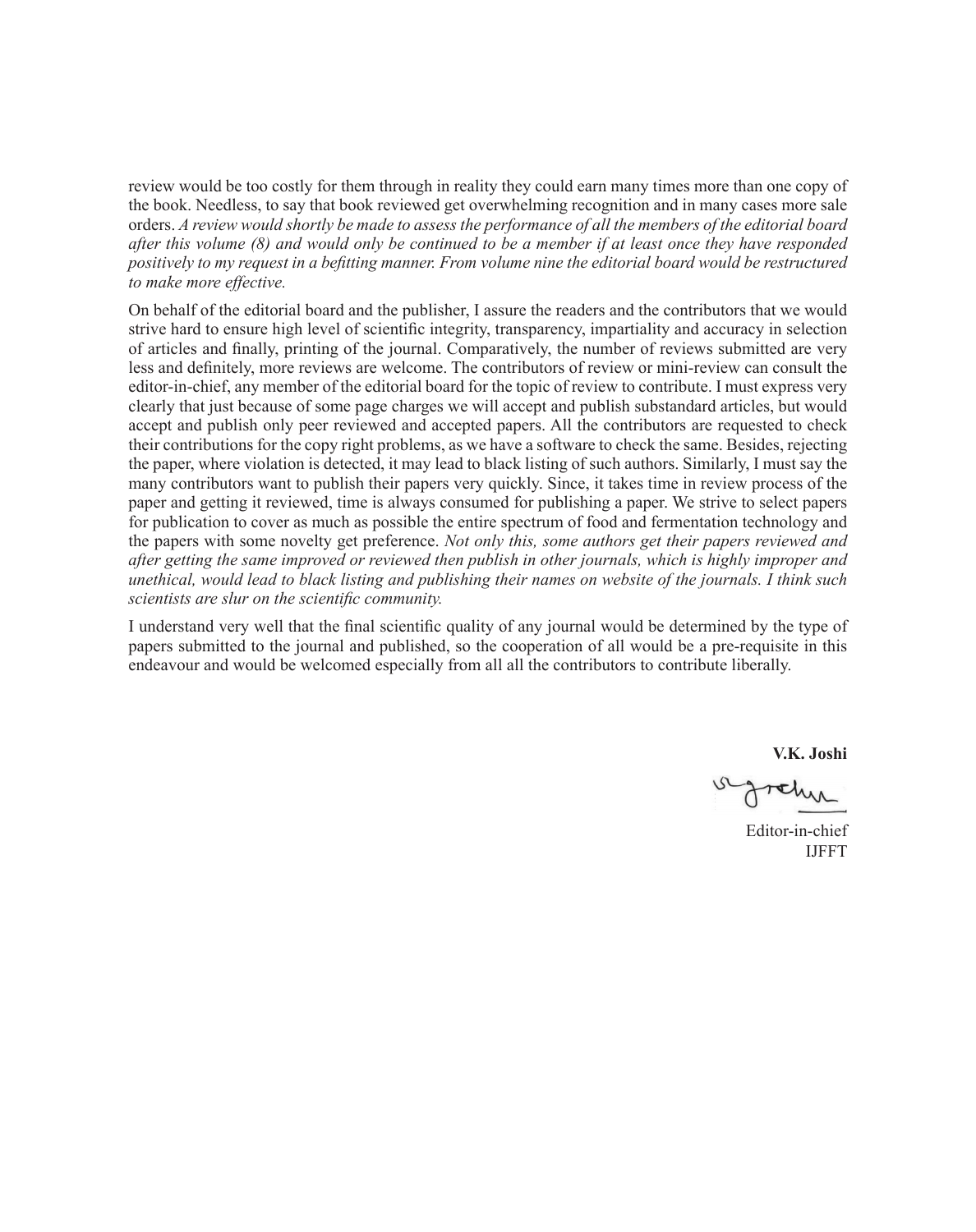review would be too costly for them through in reality they could earn many times more than one copy of the book. Needless, to say that book reviewed get overwhelming recognition and in many cases more sale orders. *A review would shortly be made to assess the performance of all the members of the editorial board after this volume (8) and would only be continued to be a member if at least once they have responded positively to my request in a befitting manner. From volume nine the editorial board would be restructured to make more effective.*

On behalf of the editorial board and the publisher, I assure the readers and the contributors that we would strive hard to ensure high level of scientific integrity, transparency, impartiality and accuracy in selection of articles and finally, printing of the journal. Comparatively, the number of reviews submitted are very less and definitely, more reviews are welcome. The contributors of review or mini-review can consult the editor-in-chief, any member of the editorial board for the topic of review to contribute. I must express very clearly that just because of some page charges we will accept and publish substandard articles, but would accept and publish only peer reviewed and accepted papers. All the contributors are requested to check their contributions for the copy right problems, as we have a software to check the same. Besides, rejecting the paper, where violation is detected, it may lead to black listing of such authors. Similarly, I must say the many contributors want to publish their papers very quickly. Since, it takes time in review process of the paper and getting it reviewed, time is always consumed for publishing a paper. We strive to select papers for publication to cover as much as possible the entire spectrum of food and fermentation technology and the papers with some novelty get preference. *Not only this, some authors get their papers reviewed and after getting the same improved or reviewed then publish in other journals, which is highly improper and unethical, would lead to black listing and publishing their names on website of the journals. I think such scientists are slur on the scientific community.*

I understand very well that the final scientific quality of any journal would be determined by the type of papers submitted to the journal and published, so the cooperation of all would be a pre-requisite in this endeavour and would be welcomed especially from all all the contributors to contribute liberally.

**V.K. Joshi**

Editor-in-chief
IJFFT